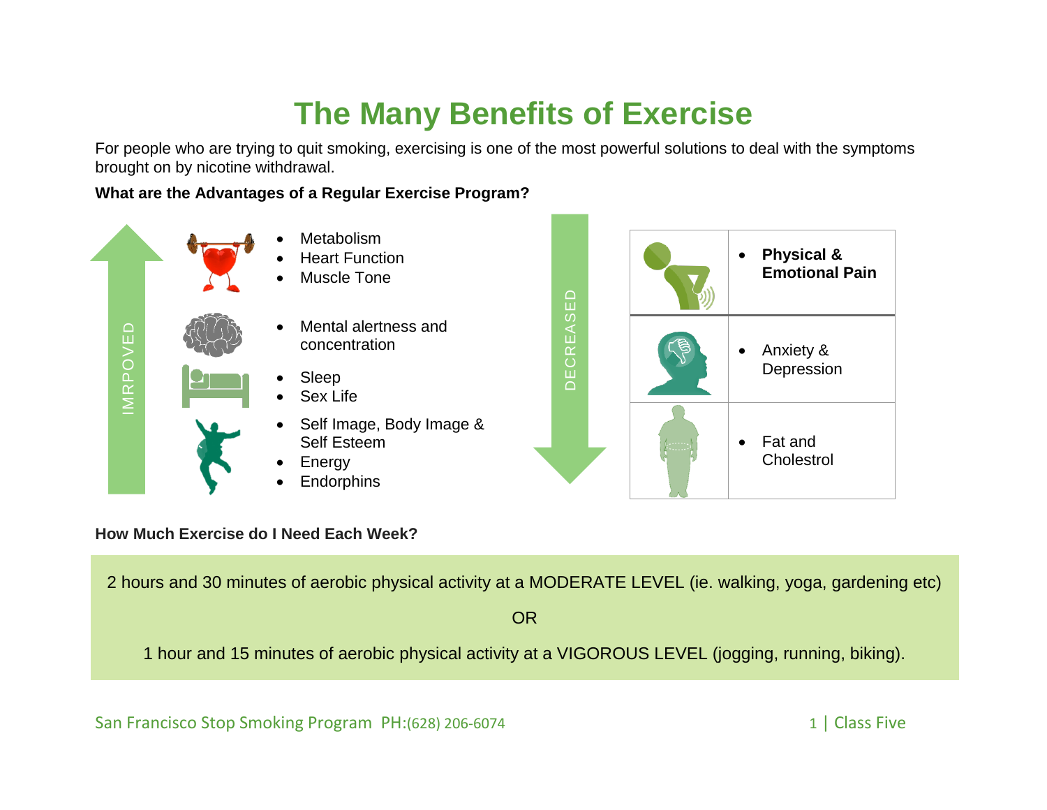# The Many Benefits of Exercise

For people who are trying to quit smoking, exercising is one of the most powerful solutions to deal with the symptoms brought on by nicotine withdrawal.

**What are the Advantages of a Regular Exercise Program?**

IMRPOVED

- Metabolism
- Heart Function
- Muscle Tone
- Mental alertness and concentration
- Sleep
- Sex Life
- Self Image, Body Image & Self Esteem
- Energy
- Endorphins

DECREASED

- **Physical & Emotional Pain**
- Anxiety & Depression
- Fat and Cholestrol

**How Much Exercise do I Need Each Week?**

2 hours and 30 minutes of aerobic physical activity at a MODERATE LEVEL (ie. walking, yoga, gardening etc)

OR

1 hour and 15 minutes of aerobic physical activity at a VIGOROUS LEVEL (jogging, running, biking).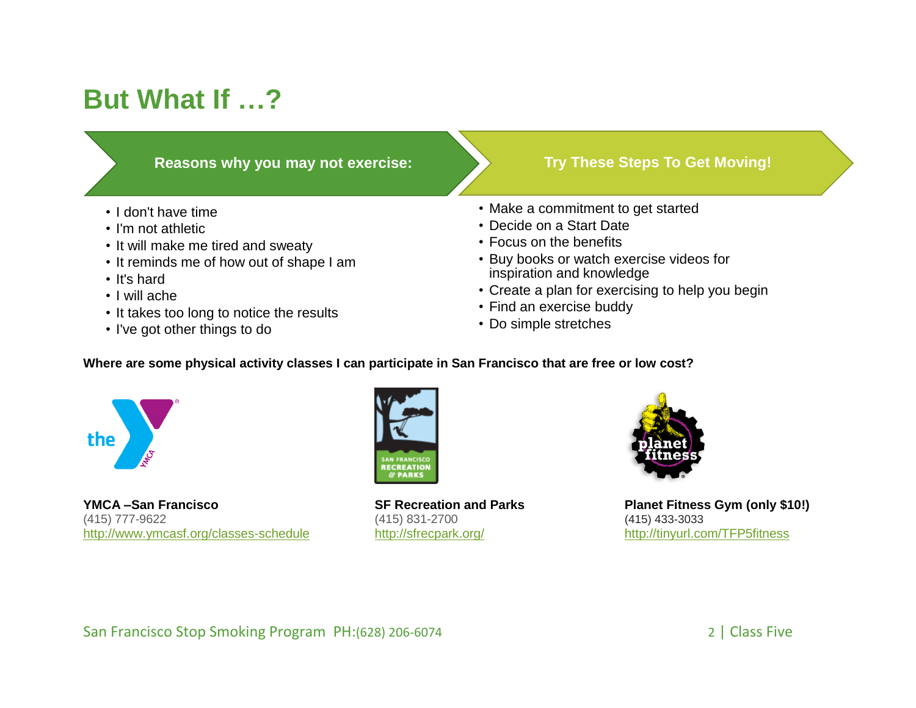# But What If …?

**Reasons why you may not exercise:**

- I don't have time
- I'm not athletic
- It will make me tired and sweaty
- It reminds me of how out of shape I am
- It's hard
- I will ache
- It takes too long to notice the results
- I've got other things to do

**Try These Steps To Get Moving!**

- Make a commitment to get started
- Decide on a Start Date
- Focus on the benefits
- Buy books or watch exercise videos for inspiration and knowledge
- Create a plan for exercising to help you begin
- Find an exercise buddy
- Do simple stretches

**Where are some physical activity classes I can participate in San Francisco that are free or low cost?**

**YMCA –San Francisco**
(415) 777-9622
http://www.ymcasf.org/classes-schedule

**SF Recreation and Parks**
(415) 831-2700
http://sfrecpark.org/

**Planet Fitness Gym (only $10!)**
(415) 433-3033
http://tinyurl.com/TFP5fitness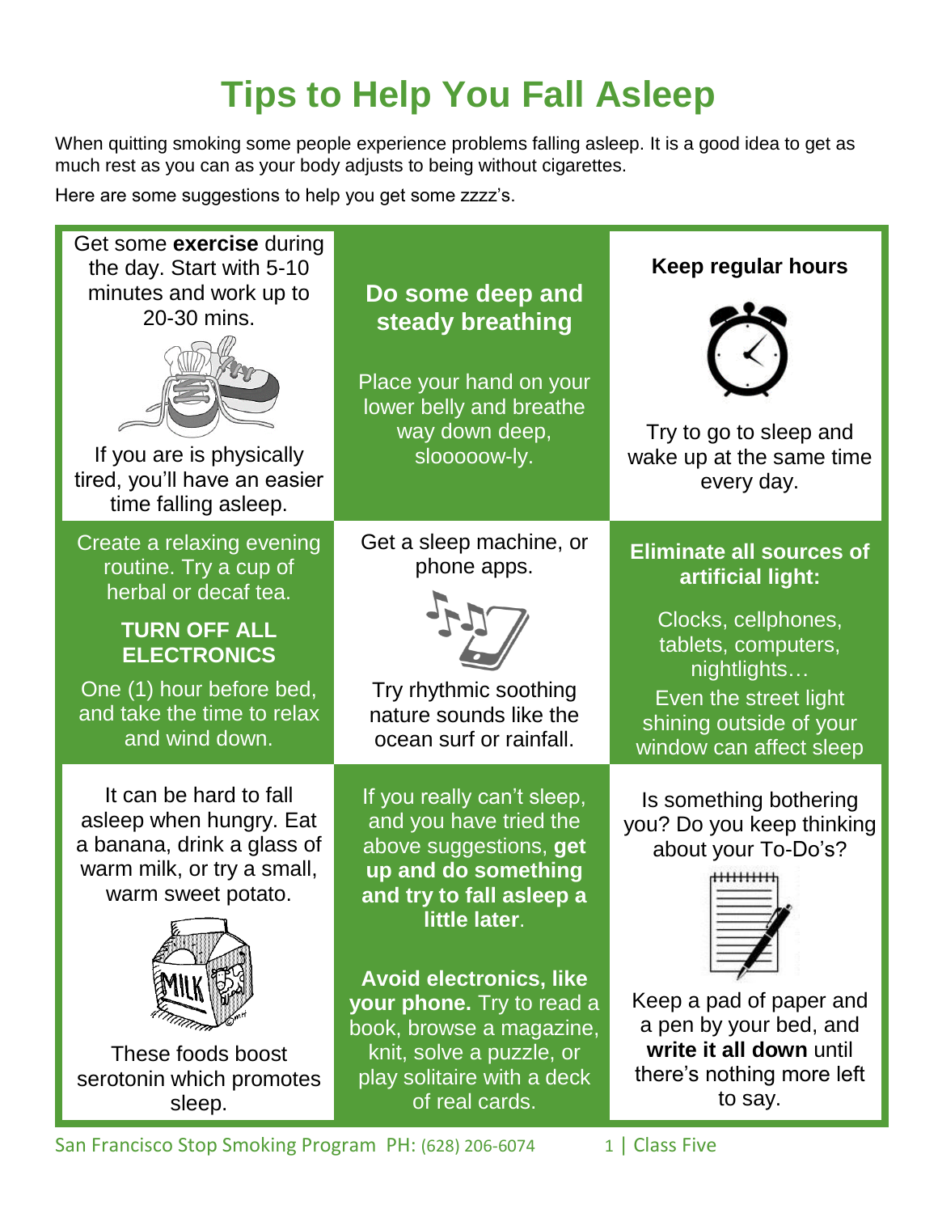# Tips to Help You Fall Asleep

When quitting smoking some people experience problems falling asleep. It is a good idea to get as much rest as you can as your body adjusts to being without cigarettes.

Here are some suggestions to help you get some zzzz's.

Get some **exercise** during the day. Start with 5-10 minutes and work up to 20-30 mins.

If you are is physically tired, you'll have an easier time falling asleep.

**Do some deep and steady breathing**

Place your hand on your lower belly and breathe way down deep, slooooow-ly.

**Keep regular hours**

Try to go to sleep and wake up at the same time every day.

Create a relaxing evening routine. Try a cup of herbal or decaf tea.

**TURN OFF ALL ELECTRONICS**

One (1) hour before bed, and take the time to relax and wind down.

Get a sleep machine, or phone apps.

Try rhythmic soothing nature sounds like the ocean surf or rainfall.

**Eliminate all sources of artificial light:**

Clocks, cellphones, tablets, computers, nightlights…
Even the street light shining outside of your window can affect sleep

It can be hard to fall asleep when hungry. Eat a banana, drink a glass of warm milk, or try a small, warm sweet potato.

These foods boost serotonin which promotes sleep.

If you really can't sleep, and you have tried the above suggestions, **get up and do something and try to fall asleep a little later**.

**Avoid electronics, like your phone.** Try to read a book, browse a magazine, knit, solve a puzzle, or play solitaire with a deck of real cards.

Is something bothering you? Do you keep thinking about your To-Do's?

Keep a pad of paper and a pen by your bed, and **write it all down** until there's nothing more left to say.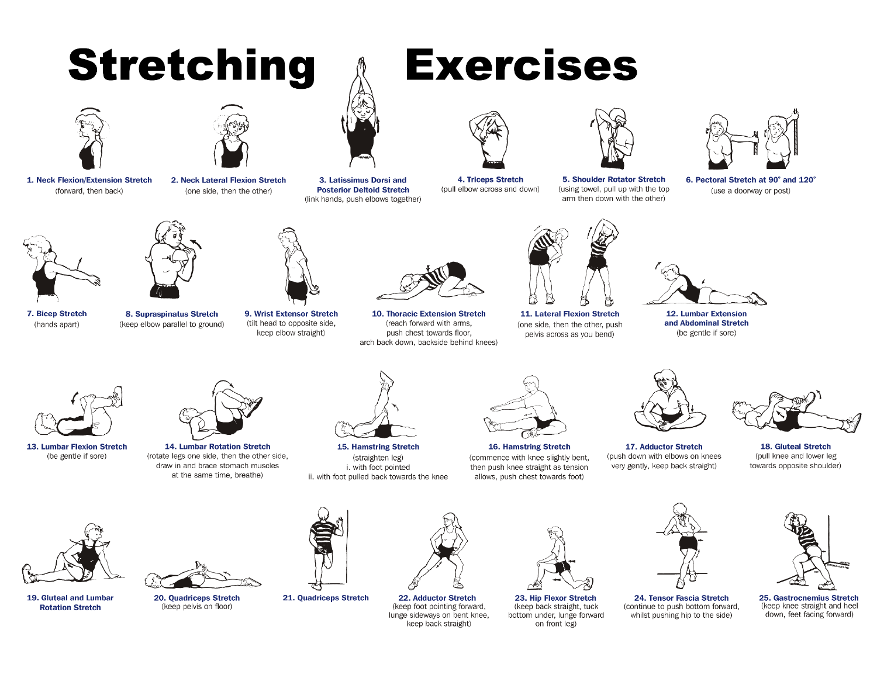# Stretching Exercises

**1. Neck Flexion/Extension Stretch**
(forward, then back)

**2. Neck Lateral Flexion Stretch**
(one side, then the other)

**3. Latissimus Dorsi and Posterior Deltoid Stretch**
(link hands, push elbows together)

**4. Triceps Stretch**
(pull elbow across and down)

**5. Shoulder Rotator Stretch**
(using towel, pull up with the top arm then down with the other)

**6. Pectoral Stretch at 90° and 120°**
(use a doorway or post)

**7. Bicep Stretch**
(hands apart)

**8. Supraspinatus Stretch**
(keep elbow parallel to ground)

**9. Wrist Extensor Stretch**
(tilt head to opposite side, keep elbow straight)

**10. Thoracic Extension Stretch**
(reach forward with arms, push chest towards floor, arch back down, backside behind knees)

**11. Lateral Flexion Stretch**
(one side, then the other, push pelvis across as you bend)

**12. Lumbar Extension and Abdominal Stretch**
(be gentle if sore)

**13. Lumbar Flexion Stretch**
(be gentle if sore)

**14. Lumbar Rotation Stretch**
(rotate legs one side, then the other side, draw in and brace stomach muscles at the same time, breathe)

**15. Hamstring Stretch**
(straighten leg)
i. with foot pointed
ii. with foot pulled back towards the knee

**16. Hamstring Stretch**
(commence with knee slightly bent, then push knee straight as tension allows, push chest towards foot)

**17. Adductor Stretch**
(push down with elbows on knees very gently, keep back straight)

**18. Gluteal Stretch**
(pull knee and lower leg towards opposite shoulder)

**19. Gluteal and Lumbar Rotation Stretch**

**20. Quadriceps Stretch**
(keep pelvis on floor)

**21. Quadriceps Stretch**

**22. Adductor Stretch**
(keep foot pointing forward, lunge sideways on bent knee, keep back straight)

**23. Hip Flexor Stretch**
(keep back straight, tuck bottom under, lunge forward on front leg)

**24. Tensor Fascia Stretch**
(continue to push bottom forward, whilst pushing hip to the side)

**25. Gastrocnemius Stretch**
(keep knee straight and heel down, feet facing forward)